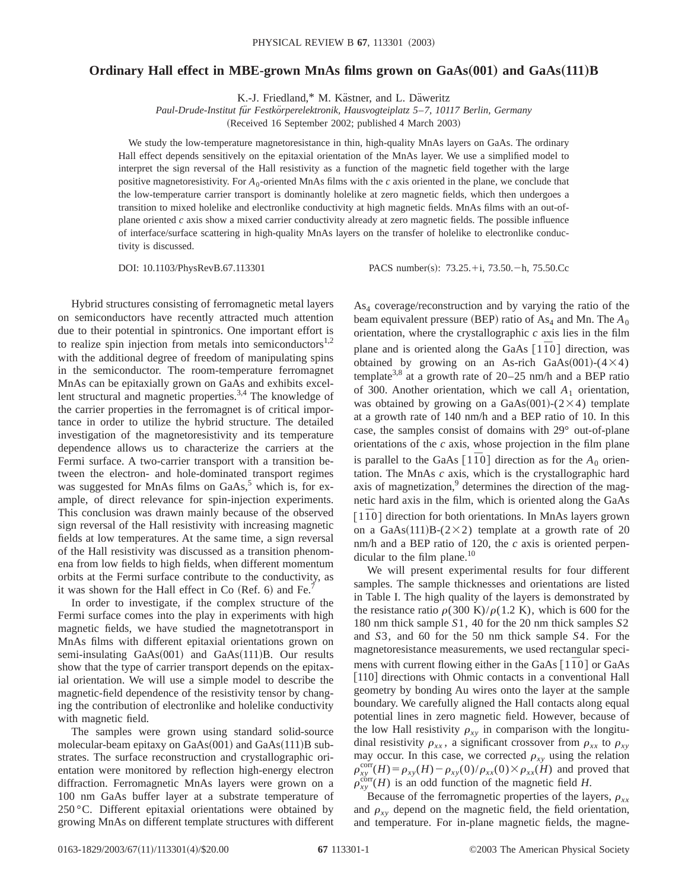# Ordinary Hall effect in MBE-grown MnAs films grown on GaAs(001) and GaAs(111)B

K.-J. Friedland,* M. Kästner, and L. Däweritz

*Paul-Drude-Institut für Festkörperelektronik, Hausvogteiplatz 5–7, 10117 Berlin, Germany*

(Received 16 September 2002; published 4 March 2003)

We study the low-temperature magnetoresistance in thin, high-quality MnAs layers on GaAs. The ordinary Hall effect depends sensitively on the epitaxial orientation of the MnAs layer. We use a simplified model to interpret the sign reversal of the Hall resistivity as a function of the magnetic field together with the large positive magnetoresistivity. For $A_0$-oriented MnAs films with the $c$ axis oriented in the plane, we conclude that the low-temperature carrier transport is dominantly holelike at zero magnetic fields, which then undergoes a transition to mixed holelike and electronlike conductivity at high magnetic fields. MnAs films with an out-of-plane oriented $c$ axis show a mixed carrier conductivity already at zero magnetic fields. The possible influence of interface/surface scattering in high-quality MnAs layers on the transfer of holelike to electronlike conductivity is discussed.

DOI: 10.1103/PhysRevB.67.113301 PACS number(s): 73.25.+i, 73.50.−h, 75.50.Cc

Hybrid structures consisting of ferromagnetic metal layers on semiconductors have recently attracted much attention due to their potential in spintronics. One important effort is to realize spin injection from metals into semiconductors[1,2] with the additional degree of freedom of manipulating spins in the semiconductor. The room-temperature ferromagnet MnAs can be epitaxially grown on GaAs and exhibits excellent structural and magnetic properties.[3,4] The knowledge of the carrier properties in the ferromagnet is of critical importance in order to utilize the hybrid structure. The detailed investigation of the magnetoresistivity and its temperature dependence allows us to characterize the carriers at the Fermi surface. A two-carrier transport with a transition between the electron- and hole-dominated transport regimes was suggested for MnAs films on GaAs,[5] which is, for example, of direct relevance for spin-injection experiments. This conclusion was drawn mainly because of the observed sign reversal of the Hall resistivity with increasing magnetic fields at low temperatures. At the same time, a sign reversal of the Hall resistivity was discussed as a transition phenomena from low fields to high fields, when different momentum orbits at the Fermi surface contribute to the conductivity, as it was shown for the Hall effect in Co (Ref. 6) and Fe.[7]

In order to investigate, if the complex structure of the Fermi surface comes into the play in experiments with high magnetic fields, we have studied the magnetotransport in MnAs films with different epitaxial orientations grown on semi-insulating GaAs(001) and GaAs(111)B. Our results show that the type of carrier transport depends on the epitaxial orientation. We will use a simple model to describe the magnetic-field dependence of the resistivity tensor by changing the contribution of electronlike and holelike conductivity with magnetic field.

The samples were grown using standard solid-source molecular-beam epitaxy on GaAs(001) and GaAs(111)B substrates. The surface reconstruction and crystallographic orientation were monitored by reflection high-energy electron diffraction. Ferromagnetic MnAs layers were grown on a 100 nm GaAs buffer layer at a substrate temperature of 250 °C. Different epitaxial orientations were obtained by growing MnAs on different template structures with different $As_4$ coverage/reconstruction and by varying the ratio of the beam equivalent pressure (BEP) ratio of $As_4$ and Mn. The $A_0$ orientation, where the crystallographic $c$ axis lies in the film plane and is oriented along the GaAs $[1\bar{1}0]$ direction, was obtained by growing on an As-rich GaAs(001)-(4×4) template[3,8] at a growth rate of 20–25 nm/h and a BEP ratio of 300. Another orientation, which we call $A_1$ orientation, was obtained by growing on a GaAs(001)-(2×4) template at a growth rate of 140 nm/h and a BEP ratio of 10. In this case, the samples consist of domains with 29° out-of-plane orientations of the $c$ axis, whose projection in the film plane is parallel to the GaAs $[1\bar{1}0]$ direction as for the $A_0$ orientation. The MnAs $c$ axis, which is the crystallographic hard axis of magnetization,[9] determines the direction of the magnetic hard axis in the film, which is oriented along the GaAs $[1\bar{1}0]$ direction for both orientations. In MnAs layers grown on a GaAs(111)B-(2×2) template at a growth rate of 20 nm/h and a BEP ratio of 120, the $c$ axis is oriented perpendicular to the film plane.[10]

We will present experimental results for four different samples. The sample thicknesses and orientations are listed in Table I. The high quality of the layers is demonstrated by the resistance ratio $\rho(300\text{ K})/\rho(1.2\text{ K})$, which is 600 for the 180 nm thick sample $S1$, 40 for the 20 nm thick samples $S2$ and $S3$, and 60 for the 50 nm thick sample $S4$. For the magnetoresistance measurements, we used rectangular specimens with current flowing either in the GaAs $[1\bar{1}0]$ or GaAs $[110]$ directions with Ohmic contacts in a conventional Hall geometry by bonding Au wires onto the layer at the sample boundary. We carefully aligned the Hall contacts along equal potential lines in zero magnetic field. However, because of the low Hall resistivity $\rho_{xy}$ in comparison with the longitudinal resistivity $\rho_{xx}$, a significant crossover from $\rho_{xx}$ to $\rho_{xy}$ may occur. In this case, we corrected $\rho_{xy}$ using the relation $\rho_{xy}^{\text{corr}}(H)=\rho_{xy}(H)-\rho_{xy}(0)/\rho_{xx}(0)\times\rho_{xx}(H)$ and proved that $\rho_{xy}^{\text{corr}}(H)$ is an odd function of the magnetic field $H$.

Because of the ferromagnetic properties of the layers, $\rho_{xx}$ and $\rho_{xy}$ depend on the magnetic field, the field orientation, and temperature. For in-plane magnetic fields, the magne-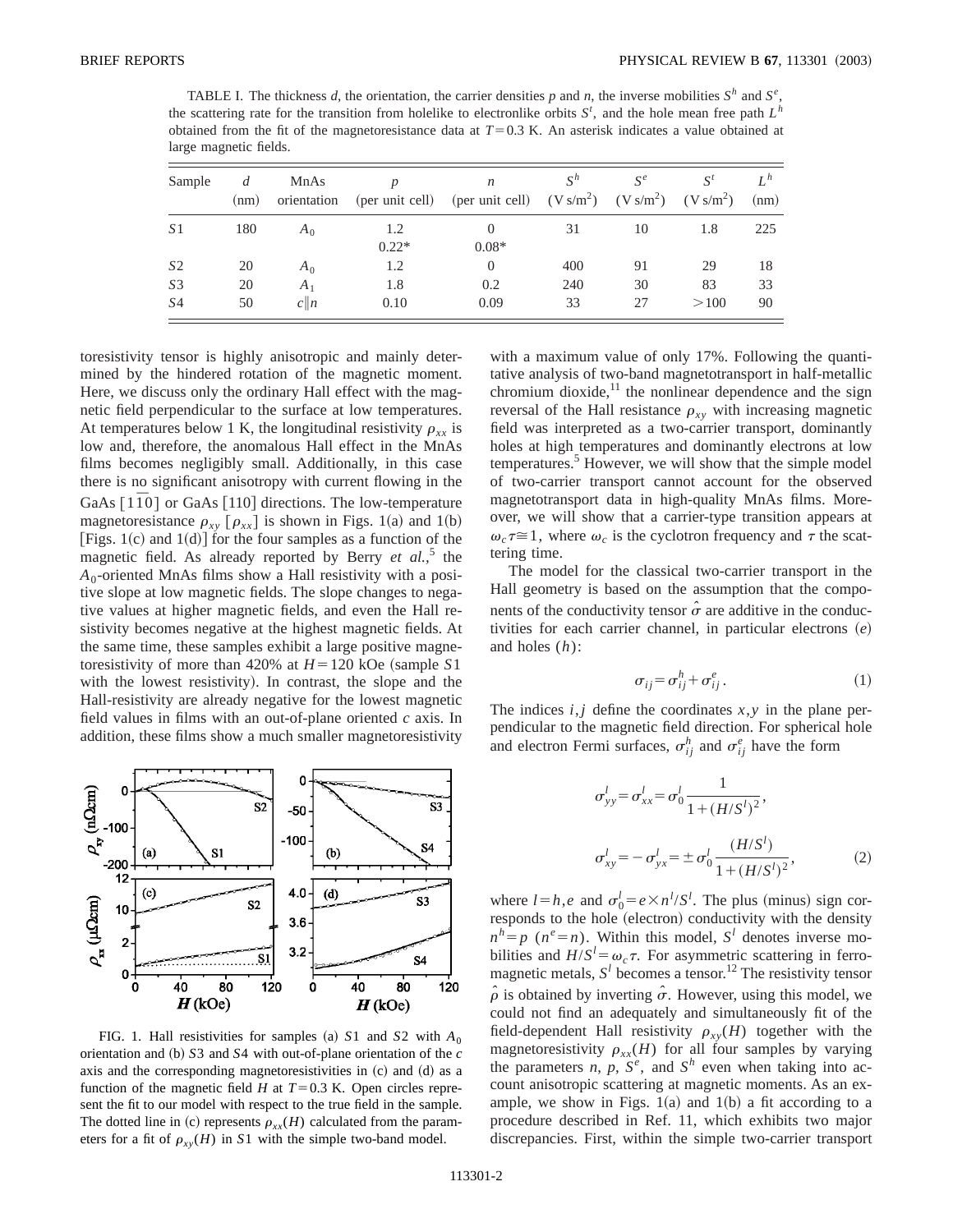TABLE I. The thickness $d$, the orientation, the carrier densities $p$ and $n$, the inverse mobilities $S^h$ and $S^e$, the scattering rate for the transition from holelike to electronlike orbits $S^t$, and the hole mean free path $L^h$ obtained from the fit of the magnetoresistance data at $T=0.3$ K. An asterisk indicates a value obtained at large magnetic fields.

| Sample | $d$ (nm) | MnAs orientation | $p$ (per unit cell) | $n$ (per unit cell) | $S^h$ (V s/m$^2$) | $S^e$ (V s/m$^2$) | $S^t$ (V s/m$^2$) | $L^h$ (nm) |
|---|---|---|---|---|---|---|---|---|
| $S1$ | 180 | $A_0$ | 1.2 | 0 | 31 | 10 | 1.8 | 225 |
| | | | 0.22* | 0.08* | | | | |
| $S2$ | 20 | $A_0$ | 1.2 | 0 | 400 | 91 | 29 | 18 |
| $S3$ | 20 | $A_1$ | 1.8 | 0.2 | 240 | 30 | 83 | 33 |
| $S4$ | 50 | $c\|n$ | 0.10 | 0.09 | 33 | 27 | $>100$ | 90 |

toresistivity tensor is highly anisotropic and mainly determined by the hindered rotation of the magnetic moment. Here, we discuss only the ordinary Hall effect with the magnetic field perpendicular to the surface at low temperatures. At temperatures below 1 K, the longitudinal resistivity $\rho_{xx}$ is low and, therefore, the anomalous Hall effect in the MnAs films becomes negligibly small. Additionally, in this case there is no significant anisotropy with current flowing in the GaAs $[1\bar{1}0]$ or GaAs [110] directions. The low-temperature magnetoresistance $\rho_{xy}$ [$\rho_{xx}$] is shown in Figs. 1(a) and 1(b) [Figs. 1(c) and 1(d)] for the four samples as a function of the magnetic field. As already reported by Berry *et al.*,[5] the $A_0$-oriented MnAs films show a Hall resistivity with a positive slope at low magnetic fields. The slope changes to negative values at higher magnetic fields, and even the Hall resistivity becomes negative at the highest magnetic fields. At the same time, these samples exhibit a large positive magnetoresistivity of more than 420% at $H=120$ kOe (sample $S1$ with the lowest resistivity). In contrast, the slope and the Hall-resistivity are already negative for the lowest magnetic field values in films with an out-of-plane oriented $c$ axis. In addition, these films show a much smaller magnetoresistivity with a maximum value of only 17%. Following the quantitative analysis of two-band magnetotransport in half-metallic chromium dioxide,[11] the nonlinear dependence and the sign reversal of the Hall resistance $\rho_{xy}$ with increasing magnetic field was interpreted as a two-carrier transport, dominantly holes at high temperatures and dominantly electrons at low temperatures.[5] However, we will show that the simple model of two-carrier transport cannot account for the observed magnetotransport data in high-quality MnAs films. Moreover, we will show that a carrier-type transition appears at $\omega_c\tau\cong 1$, where $\omega_c$ is the cyclotron frequency and $\tau$ the scattering time.

FIG. 1. Hall resistivities for samples (a) $S1$ and $S2$ with $A_0$ orientation and (b) $S3$ and $S4$ with out-of-plane orientation of the $c$ axis and the corresponding magnetoresistivities in (c) and (d) as a function of the magnetic field $H$ at $T=0.3$ K. Open circles represent the fit to our model with respect to the true field in the sample. The dotted line in (c) represents $\rho_{xx}(H)$ calculated from the parameters for a fit of $\rho_{xy}(H)$ in $S1$ with the simple two-band model.

The model for the classical two-carrier transport in the Hall geometry is based on the assumption that the components of the conductivity tensor $\hat{\sigma}$ are additive in the conductivities for each carrier channel, in particular electrons ($e$) and holes ($h$):

$$\sigma_{ij}=\sigma_{ij}^{h}+\sigma_{ij}^{e}. \tag{1}$$

The indices $i,j$ define the coordinates $x,y$ in the plane perpendicular to the magnetic field direction. For spherical hole and electron Fermi surfaces, $\sigma_{ij}^h$ and $\sigma_{ij}^e$ have the form

$$\sigma_{yy}^{l}=\sigma_{xx}^{l}=\sigma_{0}^{l}\frac{1}{1+(H/S^{l})^{2}},$$

$$\sigma_{xy}^{l}=-\sigma_{yx}^{l}=\pm\sigma_{0}^{l}\frac{(H/S^{l})}{1+(H/S^{l})^{2}}, \tag{2}$$

where $l=h,e$ and $\sigma_0^l=e\times n^l/S^l$. The plus (minus) sign corresponds to the hole (electron) conductivity with the density $n^h=p$ ($n^e=n$). Within this model, $S^l$ denotes inverse mobilities and $H/S^l=\omega_c\tau$. For asymmetric scattering in ferromagnetic metals, $S^l$ becomes a tensor.[12] The resistivity tensor $\hat{\rho}$ is obtained by inverting $\hat{\sigma}$. However, using this model, we could not find an adequately and simultaneously fit of the field-dependent Hall resistivity $\rho_{xy}(H)$ together with the magnetoresistivity $\rho_{xx}(H)$ for all four samples by varying the parameters $n$, $p$, $S^e$, and $S^h$ even when taking into account anisotropic scattering at magnetic moments. As an example, we show in Figs. 1(a) and 1(b) a fit according to a procedure described in Ref. 11, which exhibits two major discrepancies. First, within the simple two-carrier transport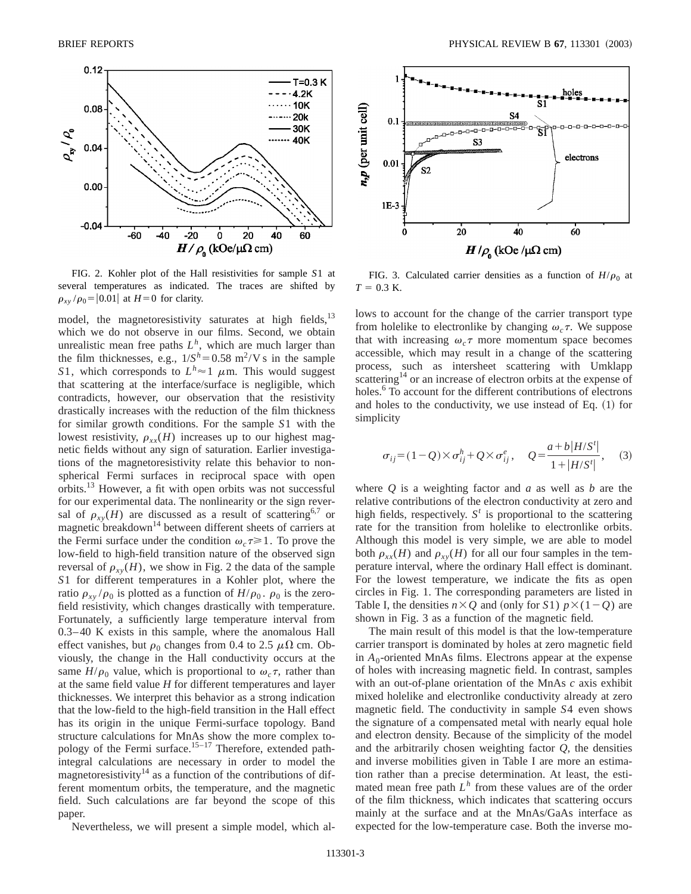FIG. 2. Kohler plot of the Hall resistivities for sample $S1$ at several temperatures as indicated. The traces are shifted by $\rho_{xy}/\rho_0 = |0.01|$ at $H = 0$ for clarity.

FIG. 3. Calculated carrier densities as a function of $H/\rho_0$ at $T = 0.3$ K.

model, the magnetoresistivity saturates at high fields,[13] which we do not observe in our films. Second, we obtain unrealistic mean free paths $L^h$, which are much larger than the film thicknesses, e.g., $1/S^h = 0.58\ \mathrm{m^2/V\,s}$ in the sample $S1$, which corresponds to $L^h \approx 1\ \mu$m. This would suggest that scattering at the interface/surface is negligible, which contradicts, however, our observation that the resistivity drastically increases with the reduction of the film thickness for similar growth conditions. For the sample $S1$ with the lowest resistivity, $\rho_{xx}(H)$ increases up to our highest magnetic fields without any sign of saturation. Earlier investigations of the magnetoresistivity relate this behavior to nonspherical Fermi surfaces in reciprocal space with open orbits.[13] However, a fit with open orbits was not successful for our experimental data. The nonlinearity or the sign reversal of $\rho_{xy}(H)$ are discussed as a result of scattering[6,7] or magnetic breakdown[14] between different sheets of carriers at the Fermi surface under the condition $\omega_c\tau \gg 1$. To prove the low-field to high-field transition nature of the observed sign reversal of $\rho_{xy}(H)$, we show in Fig. 2 the data of the sample $S1$ for different temperatures in a Kohler plot, where the ratio $\rho_{xy}/\rho_0$ is plotted as a function of $H/\rho_0$. $\rho_0$ is the zero-field resistivity, which changes drastically with temperature. Fortunately, a sufficiently large temperature interval from 0.3–40 K exists in this sample, where the anomalous Hall effect vanishes, but $\rho_0$ changes from 0.4 to 2.5 $\mu\Omega$ cm. Obviously, the change in the Hall conductivity occurs at the same $H/\rho_0$ value, which is proportional to $\omega_c\tau$, rather than at the same field value $H$ for different temperatures and layer thicknesses. We interpret this behavior as a strong indication that the low-field to the high-field transition in the Hall effect has its origin in the unique Fermi-surface topology. Band structure calculations for MnAs show the more complex topology of the Fermi surface.[15–17] Therefore, extended path-integral calculations are necessary in order to model the magnetoresistivity[14] as a function of the contributions of different momentum orbits, the temperature, and the magnetic field. Such calculations are far beyond the scope of this paper.

Nevertheless, we will present a simple model, which allows to account for the change of the carrier transport type from holelike to electronlike by changing $\omega_c\tau$. We suppose that with increasing $\omega_c\tau$ more momentum space becomes accessible, which may result in a change of the scattering process, such as intersheet scattering with Umklapp scattering[14] or an increase of electron orbits at the expense of holes.[6] To account for the different contributions of electrons and holes to the conductivity, we use instead of Eq. (1) for simplicity

$$\sigma_{ij} = (1-Q)\times\sigma_{ij}^h + Q\times\sigma_{ij}^e, \quad Q = \frac{a + b|H/S^t|}{1+|H/S^t|}, \qquad (3)$$

where $Q$ is a weighting factor and $a$ as well as $b$ are the relative contributions of the electron conductivity at zero and high fields, respectively. $S^t$ is proportional to the scattering rate for the transition from holelike to electronlike orbits. Although this model is very simple, we are able to model both $\rho_{xx}(H)$ and $\rho_{xy}(H)$ for all our four samples in the temperature interval, where the ordinary Hall effect is dominant. For the lowest temperature, we indicate the fits as open circles in Fig. 1. The corresponding parameters are listed in Table I, the densities $n\times Q$ and (only for $S1$) $p\times(1-Q)$ are shown in Fig. 3 as a function of the magnetic field.

The main result of this model is that the low-temperature carrier transport is dominated by holes at zero magnetic field in $A_0$-oriented MnAs films. Electrons appear at the expense of holes with increasing magnetic field. In contrast, samples with an out-of-plane orientation of the MnAs $c$ axis exhibit mixed holelike and electronlike conductivity already at zero magnetic field. The conductivity in sample $S4$ even shows the signature of a compensated metal with nearly equal hole and electron density. Because of the simplicity of the model and the arbitrarily chosen weighting factor $Q$, the densities and inverse mobilities given in Table I are more an estimation rather than a precise determination. At least, the estimated mean free path $L^h$ from these values are of the order of the film thickness, which indicates that scattering occurs mainly at the surface and at the MnAs/GaAs interface as expected for the low-temperature case. Both the inverse mo-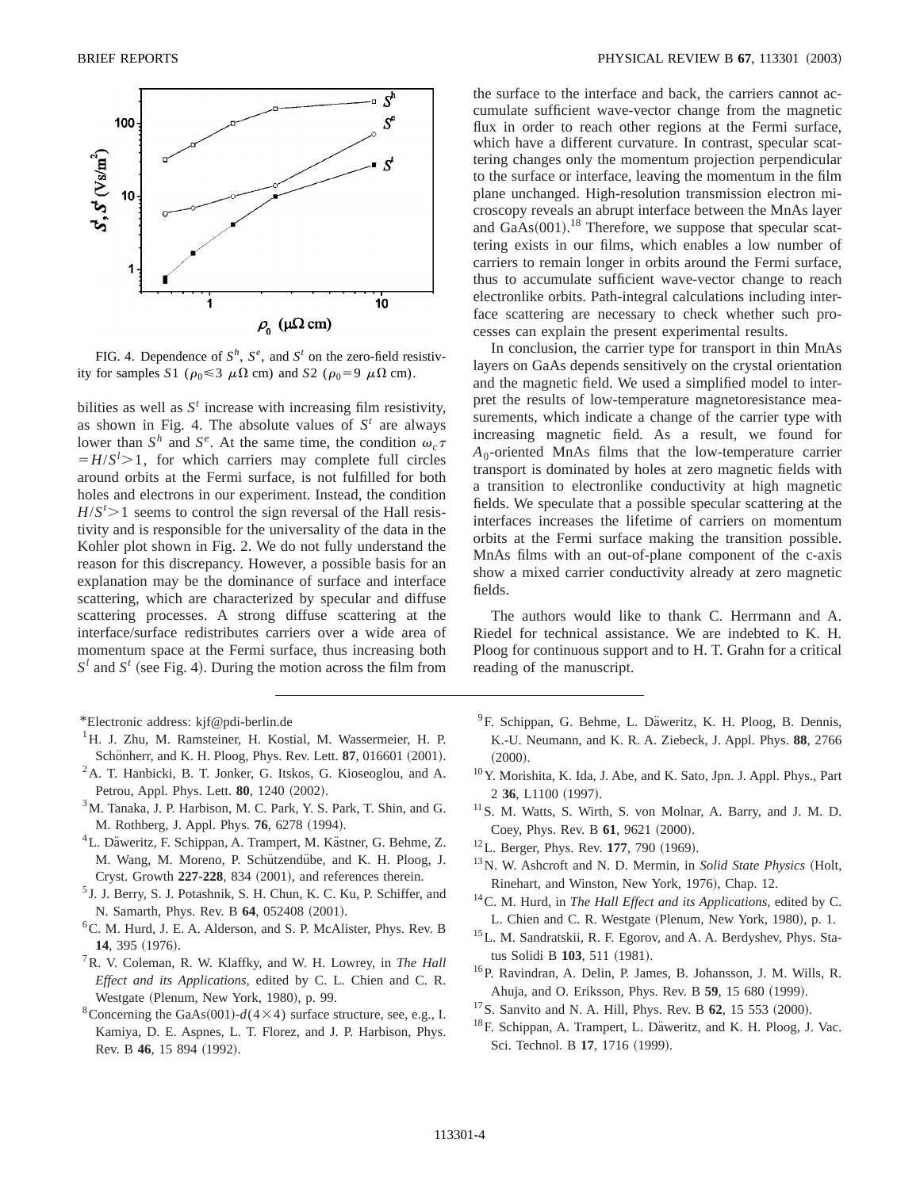$S^h$

$S^e$

$S^t$

$S^l, S^t$ (Vs/m$^2$)

100

10

1

1

10

$\rho_0$ ($\mu\Omega$ cm)

FIG. 4. Dependence of $S^h$, $S^e$, and $S^t$ on the zero-field resistivity for samples $S1$ ($\rho_0 \leq 3\ \mu\Omega$ cm) and $S2$ ($\rho_0 = 9\ \mu\Omega$ cm).

bilities as well as $S^t$ increase with increasing film resistivity, as shown in Fig. 4. The absolute values of $S^t$ are always lower than $S^h$ and $S^e$. At the same time, the condition $\omega_c \tau = H/S^l > 1$, for which carriers may complete full circles around orbits at the Fermi surface, is not fulfilled for both holes and electrons in our experiment. Instead, the condition $H/S^t > 1$ seems to control the sign reversal of the Hall resistivity and is responsible for the universality of the data in the Kohler plot shown in Fig. 2. We do not fully understand the reason for this discrepancy. However, a possible basis for an explanation may be the dominance of surface and interface scattering, which are characterized by specular and diffuse scattering processes. A strong diffuse scattering at the interface/surface redistributes carriers over a wide area of momentum space at the Fermi surface, thus increasing both $S^l$ and $S^t$ (see Fig. 4). During the motion across the film from the surface to the interface and back, the carriers cannot accumulate sufficient wave-vector change from the magnetic flux in order to reach other regions at the Fermi surface, which have a different curvature. In contrast, specular scattering changes only the momentum projection perpendicular to the surface or interface, leaving the momentum in the film plane unchanged. High-resolution transmission electron microscopy reveals an abrupt interface between the MnAs layer and GaAs(001).[18] Therefore, we suppose that specular scattering exists in our films, which enables a low number of carriers to remain longer in orbits around the Fermi surface, thus to accumulate sufficient wave-vector change to reach electronlike orbits. Path-integral calculations including interface scattering are necessary to check whether such processes can explain the present experimental results.

In conclusion, the carrier type for transport in thin MnAs layers on GaAs depends sensitively on the crystal orientation and the magnetic field. We used a simplified model to interpret the results of low-temperature magnetoresistance measurements, which indicate a change of the carrier type with increasing magnetic field. As a result, we found for $A_0$-oriented MnAs films that the low-temperature carrier transport is dominated by holes at zero magnetic fields with a transition to electronlike conductivity at high magnetic fields. We speculate that a possible specular scattering at the interfaces increases the lifetime of carriers on momentum orbits at the Fermi surface making the transition possible. MnAs films with an out-of-plane component of the c-axis show a mixed carrier conductivity already at zero magnetic fields.

The authors would like to thank C. Herrmann and A. Riedel for technical assistance. We are indebted to K. H. Ploog for continuous support and to H. T. Grahn for a critical reading of the manuscript.

---

*Electronic address: kjf@pdi-berlin.de

[1] H. J. Zhu, M. Ramsteiner, H. Kostial, M. Wassermeier, H. P. Schönherr, and K. H. Ploog, Phys. Rev. Lett. **87**, 016601 (2001).

[2] A. T. Hanbicki, B. T. Jonker, G. Itskos, G. Kioseoglou, and A. Petrou, Appl. Phys. Lett. **80**, 1240 (2002).

[3] M. Tanaka, J. P. Harbison, M. C. Park, Y. S. Park, T. Shin, and G. M. Rothberg, J. Appl. Phys. **76**, 6278 (1994).

[4] L. Däweritz, F. Schippan, A. Trampert, M. Kästner, G. Behme, Z. M. Wang, M. Moreno, P. Schützendübe, and K. H. Ploog, J. Cryst. Growth **227-228**, 834 (2001), and references therein.

[5] J. J. Berry, S. J. Potashnik, S. H. Chun, K. C. Ku, P. Schiffer, and N. Samarth, Phys. Rev. B **64**, 052408 (2001).

[6] C. M. Hurd, J. E. A. Alderson, and S. P. McAlister, Phys. Rev. B **14**, 395 (1976).

[7] R. V. Coleman, R. W. Klaffky, and W. H. Lowrey, in *The Hall Effect and its Applications*, edited by C. L. Chien and C. R. Westgate (Plenum, New York, 1980), p. 99.

[8] Concerning the GaAs(001)-$d(4\times4)$ surface structure, see, e.g., I. Kamiya, D. E. Aspnes, L. T. Florez, and J. P. Harbison, Phys. Rev. B **46**, 15 894 (1992).

[9] F. Schippan, G. Behme, L. Däweritz, K. H. Ploog, B. Dennis, K.-U. Neumann, and K. R. A. Ziebeck, J. Appl. Phys. **88**, 2766 (2000).

[10] Y. Morishita, K. Ida, J. Abe, and K. Sato, Jpn. J. Appl. Phys., Part 2 **36**, L1100 (1997).

[11] S. M. Watts, S. Wirth, S. von Molnar, A. Barry, and J. M. D. Coey, Phys. Rev. B **61**, 9621 (2000).

[12] L. Berger, Phys. Rev. **177**, 790 (1969).

[13] N. W. Ashcroft and N. D. Mermin, in *Solid State Physics* (Holt, Rinehart, and Winston, New York, 1976), Chap. 12.

[14] C. M. Hurd, in *The Hall Effect and its Applications*, edited by C. L. Chien and C. R. Westgate (Plenum, New York, 1980), p. 1.

[15] L. M. Sandratskii, R. F. Egorov, and A. A. Berdyshev, Phys. Status Solidi B **103**, 511 (1981).

[16] P. Ravindran, A. Delin, P. James, B. Johansson, J. M. Wills, R. Ahuja, and O. Eriksson, Phys. Rev. B **59**, 15 680 (1999).

[17] S. Sanvito and N. A. Hill, Phys. Rev. B **62**, 15 553 (2000).

[18] F. Schippan, A. Trampert, L. Däweritz, and K. H. Ploog, J. Vac. Sci. Technol. B **17**, 1716 (1999).